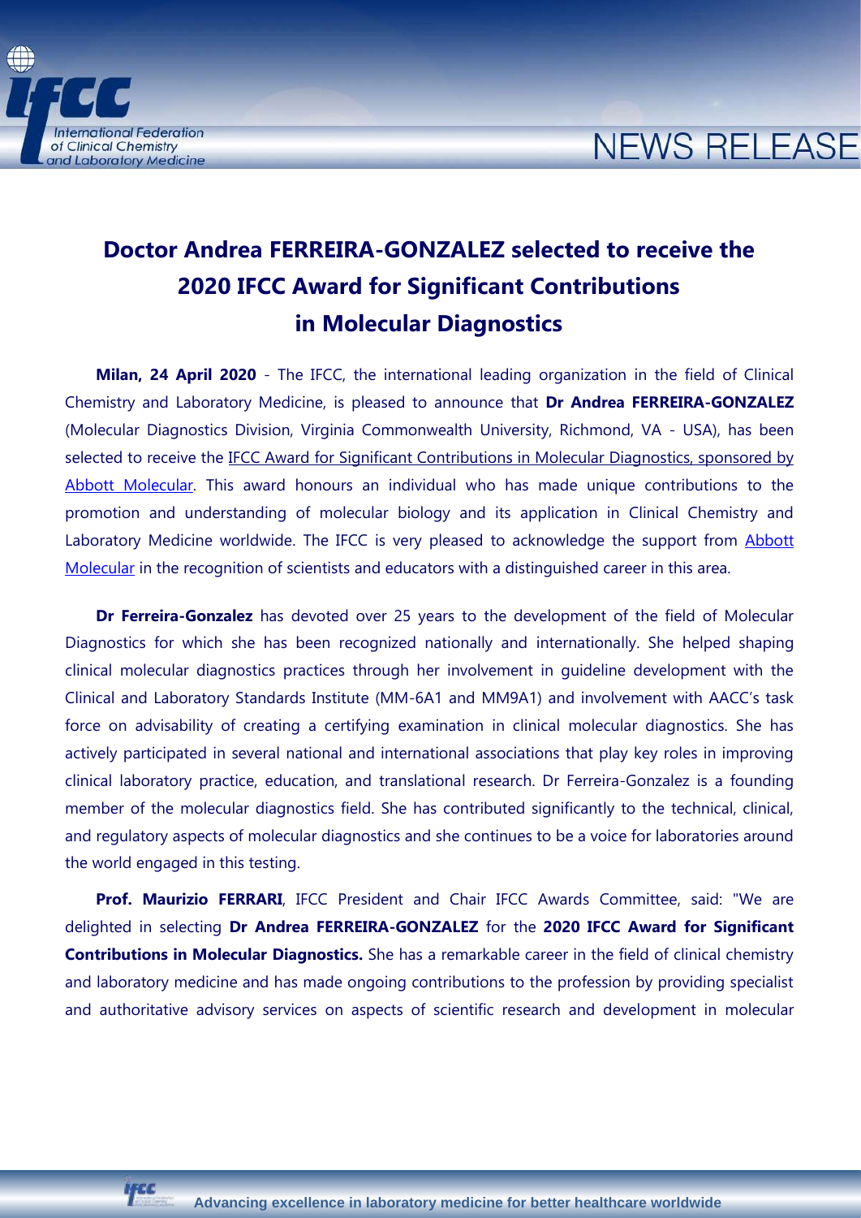# Doctor Andrea FERREIRA-GONZALEZ selected to receive the 2020 IFCC Award for Significant Contributions in Molecular Diagnostics

**Milan, 24 April 2020** - The IFCC, the international leading organization in the field of Clinical Chemistry and Laboratory Medicine, is pleased to announce that **Dr Andrea FERREIRA-GONZALEZ** (Molecular Diagnostics Division, Virginia Commonwealth University, Richmond, VA - USA), has been selected to receive the IFCC Award for Significant Contributions in Molecular Diagnostics, sponsored by Abbott Molecular. This award honours an individual who has made unique contributions to the promotion and understanding of molecular biology and its application in Clinical Chemistry and Laboratory Medicine worldwide. The IFCC is very pleased to acknowledge the support from Abbott Molecular in the recognition of scientists and educators with a distinguished career in this area.

**Dr Ferreira-Gonzalez** has devoted over 25 years to the development of the field of Molecular Diagnostics for which she has been recognized nationally and internationally. She helped shaping clinical molecular diagnostics practices through her involvement in guideline development with the Clinical and Laboratory Standards Institute (MM-6A1 and MM9A1) and involvement with AACC's task force on advisability of creating a certifying examination in clinical molecular diagnostics. She has actively participated in several national and international associations that play key roles in improving clinical laboratory practice, education, and translational research. Dr Ferreira-Gonzalez is a founding member of the molecular diagnostics field. She has contributed significantly to the technical, clinical, and regulatory aspects of molecular diagnostics and she continues to be a voice for laboratories around the world engaged in this testing.

**Prof. Maurizio FERRARI**, IFCC President and Chair IFCC Awards Committee, said: "We are delighted in selecting **Dr Andrea FERREIRA-GONZALEZ** for the **2020 IFCC Award for Significant Contributions in Molecular Diagnostics.** She has a remarkable career in the field of clinical chemistry and laboratory medicine and has made ongoing contributions to the profession by providing specialist and authoritative advisory services on aspects of scientific research and development in molecular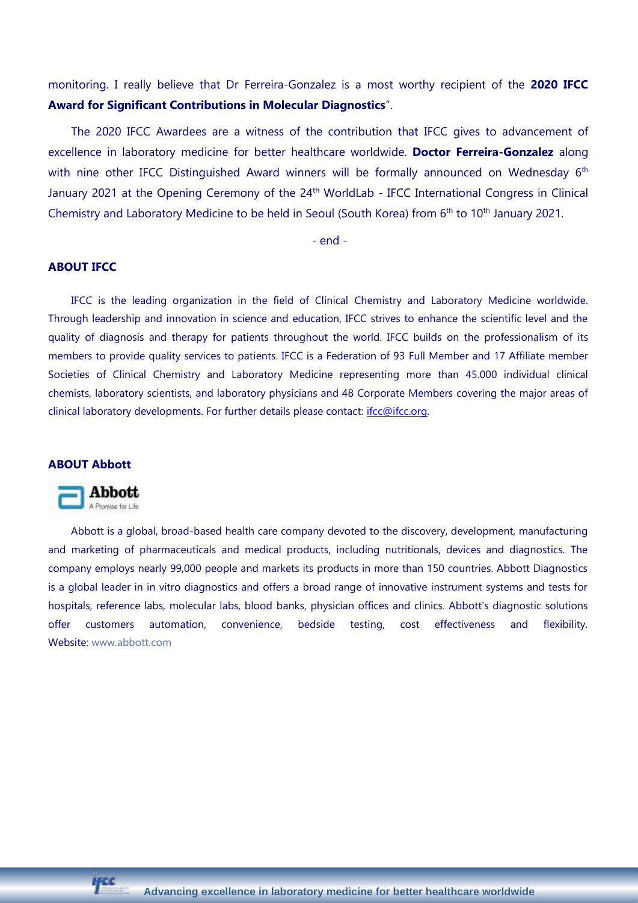monitoring. I really believe that Dr Ferreira-Gonzalez is a most worthy recipient of the **2020 IFCC Award for Significant Contributions in Molecular Diagnostics**".

The 2020 IFCC Awardees are a witness of the contribution that IFCC gives to advancement of excellence in laboratory medicine for better healthcare worldwide. **Doctor Ferreira-Gonzalez** along with nine other IFCC Distinguished Award winners will be formally announced on Wednesday 6th January 2021 at the Opening Ceremony of the 24th WorldLab - IFCC International Congress in Clinical Chemistry and Laboratory Medicine to be held in Seoul (South Korea) from 6th to 10th January 2021.

- end -

**ABOUT IFCC**

IFCC is the leading organization in the field of Clinical Chemistry and Laboratory Medicine worldwide. Through leadership and innovation in science and education, IFCC strives to enhance the scientific level and the quality of diagnosis and therapy for patients throughout the world. IFCC builds on the professionalism of its members to provide quality services to patients. IFCC is a Federation of 93 Full Member and 17 Affiliate member Societies of Clinical Chemistry and Laboratory Medicine representing more than 45.000 individual clinical chemists, laboratory scientists, and laboratory physicians and 48 Corporate Members covering the major areas of clinical laboratory developments. For further details please contact: ifcc@ifcc.org.

**ABOUT Abbott**

Abbott
A Promise for Life

Abbott is a global, broad-based health care company devoted to the discovery, development, manufacturing and marketing of pharmaceuticals and medical products, including nutritionals, devices and diagnostics. The company employs nearly 99,000 people and markets its products in more than 150 countries. Abbott Diagnostics is a global leader in in vitro diagnostics and offers a broad range of innovative instrument systems and tests for hospitals, reference labs, molecular labs, blood banks, physician offices and clinics. Abbott's diagnostic solutions offer customers automation, convenience, bedside testing, cost effectiveness and flexibility. Website: www.abbott.com